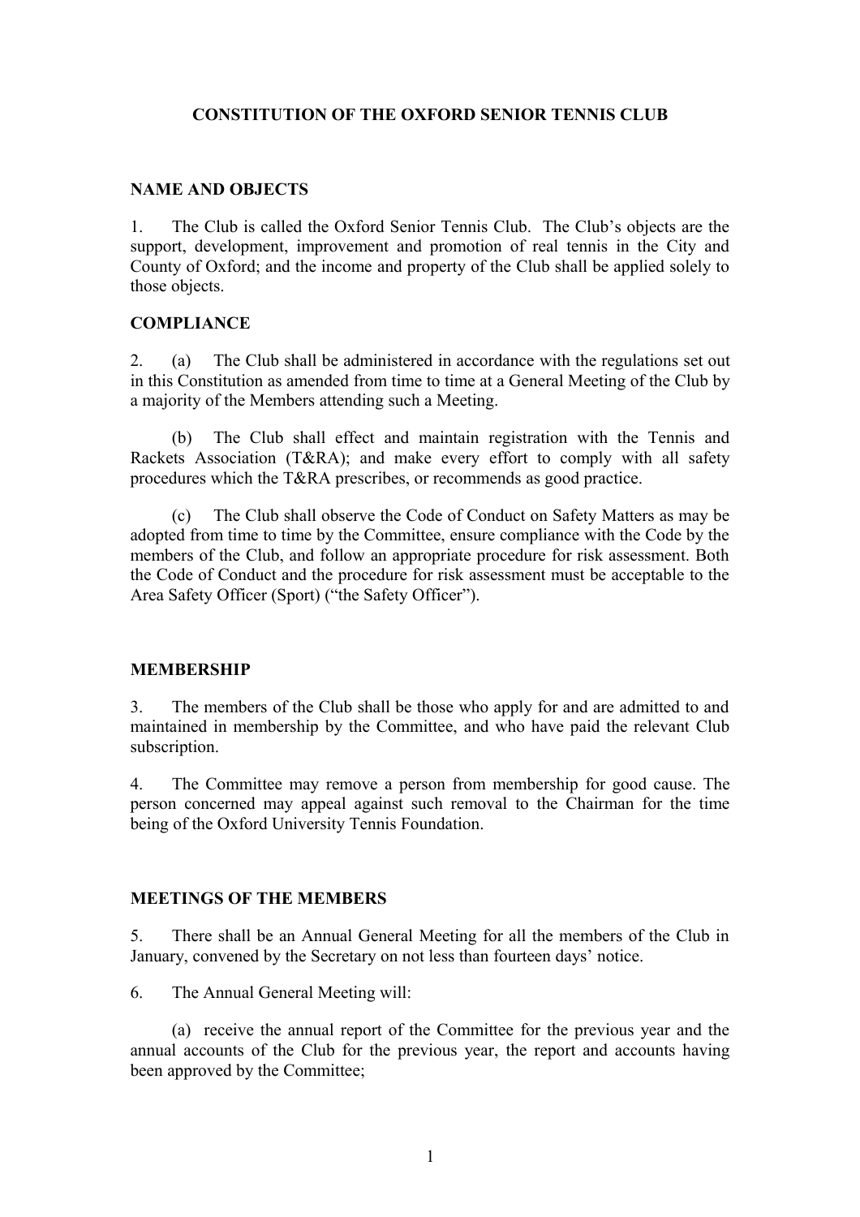# CONSTITUTION OF THE OXFORD SENIOR TENNIS CLUB

## NAME AND OBJECTS

1. The Club is called the Oxford Senior Tennis Club. The Club's objects are the support, development, improvement and promotion of real tennis in the City and County of Oxford; and the income and property of the Club shall be applied solely to those objects.

## COMPLIANCE

2. (a) The Club shall be administered in accordance with the regulations set out in this Constitution as amended from time to time at a General Meeting of the Club by a majority of the Members attending such a Meeting.

   (b) The Club shall effect and maintain registration with the Tennis and Rackets Association (T&RA); and make every effort to comply with all safety procedures which the T&RA prescribes, or recommends as good practice.

   (c) The Club shall observe the Code of Conduct on Safety Matters as may be adopted from time to time by the Committee, ensure compliance with the Code by the members of the Club, and follow an appropriate procedure for risk assessment. Both the Code of Conduct and the procedure for risk assessment must be acceptable to the Area Safety Officer (Sport) ("the Safety Officer").

## MEMBERSHIP

3. The members of the Club shall be those who apply for and are admitted to and maintained in membership by the Committee, and who have paid the relevant Club subscription.

4. The Committee may remove a person from membership for good cause. The person concerned may appeal against such removal to the Chairman for the time being of the Oxford University Tennis Foundation.

## MEETINGS OF THE MEMBERS

5. There shall be an Annual General Meeting for all the members of the Club in January, convened by the Secretary on not less than fourteen days' notice.

6. The Annual General Meeting will:

   (a) receive the annual report of the Committee for the previous year and the annual accounts of the Club for the previous year, the report and accounts having been approved by the Committee;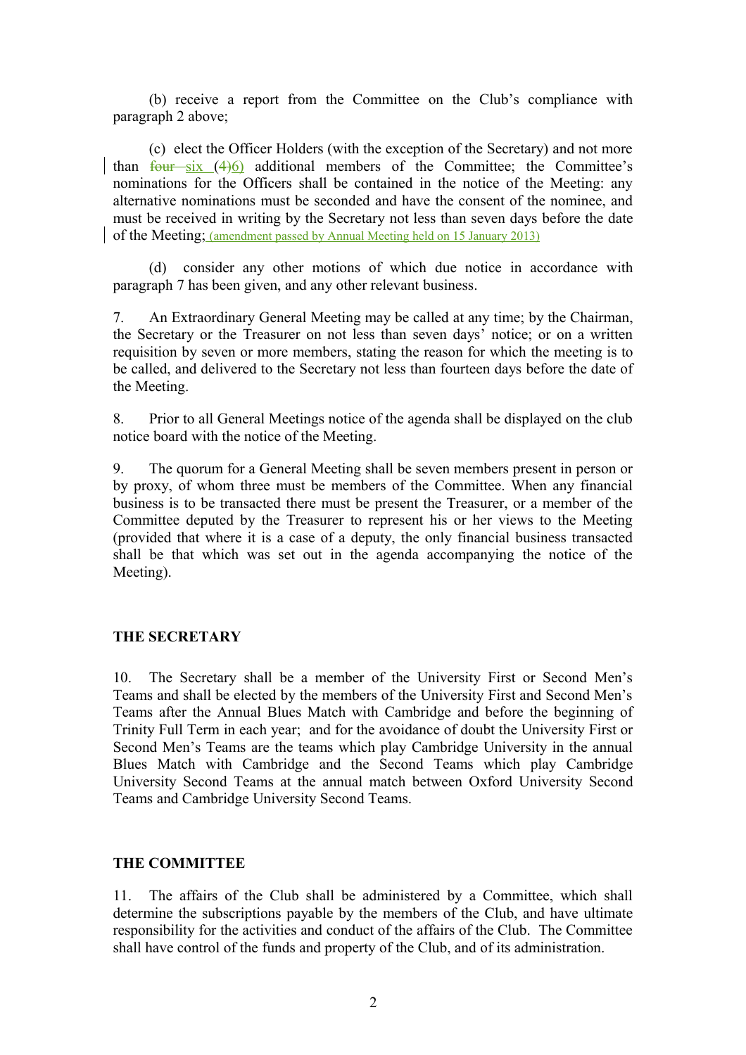(b) receive a report from the Committee on the Club's compliance with paragraph 2 above;

(c) elect the Officer Holders (with the exception of the Secretary) and not more than ~~four~~ six (~~4~~)6) additional members of the Committee; the Committee's nominations for the Officers shall be contained in the notice of the Meeting: any alternative nominations must be seconded and have the consent of the nominee, and must be received in writing by the Secretary not less than seven days before the date of the Meeting; (amendment passed by Annual Meeting held on 15 January 2013)

(d) consider any other motions of which due notice in accordance with paragraph 7 has been given, and any other relevant business.

7. An Extraordinary General Meeting may be called at any time; by the Chairman, the Secretary or the Treasurer on not less than seven days' notice; or on a written requisition by seven or more members, stating the reason for which the meeting is to be called, and delivered to the Secretary not less than fourteen days before the date of the Meeting.

8. Prior to all General Meetings notice of the agenda shall be displayed on the club notice board with the notice of the Meeting.

9. The quorum for a General Meeting shall be seven members present in person or by proxy, of whom three must be members of the Committee. When any financial business is to be transacted there must be present the Treasurer, or a member of the Committee deputed by the Treasurer to represent his or her views to the Meeting (provided that where it is a case of a deputy, the only financial business transacted shall be that which was set out in the agenda accompanying the notice of the Meeting).

**THE SECRETARY**

10. The Secretary shall be a member of the University First or Second Men's Teams and shall be elected by the members of the University First and Second Men's Teams after the Annual Blues Match with Cambridge and before the beginning of Trinity Full Term in each year; and for the avoidance of doubt the University First or Second Men's Teams are the teams which play Cambridge University in the annual Blues Match with Cambridge and the Second Teams which play Cambridge University Second Teams at the annual match between Oxford University Second Teams and Cambridge University Second Teams.

**THE COMMITTEE**

11. The affairs of the Club shall be administered by a Committee, which shall determine the subscriptions payable by the members of the Club, and have ultimate responsibility for the activities and conduct of the affairs of the Club. The Committee shall have control of the funds and property of the Club, and of its administration.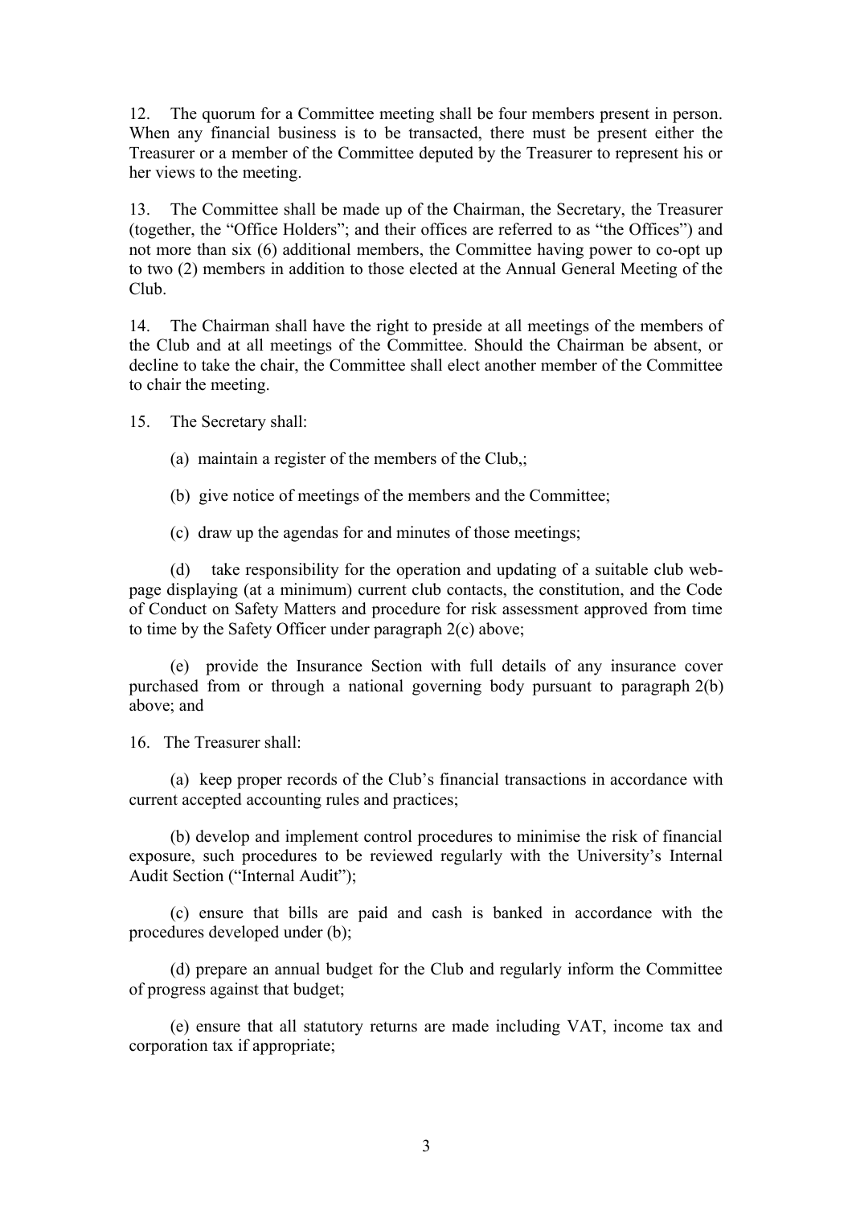12. The quorum for a Committee meeting shall be four members present in person. When any financial business is to be transacted, there must be present either the Treasurer or a member of the Committee deputed by the Treasurer to represent his or her views to the meeting.

13. The Committee shall be made up of the Chairman, the Secretary, the Treasurer (together, the "Office Holders"; and their offices are referred to as "the Offices") and not more than six (6) additional members, the Committee having power to co-opt up to two (2) members in addition to those elected at the Annual General Meeting of the Club.

14. The Chairman shall have the right to preside at all meetings of the members of the Club and at all meetings of the Committee. Should the Chairman be absent, or decline to take the chair, the Committee shall elect another member of the Committee to chair the meeting.

15. The Secretary shall:

(a) maintain a register of the members of the Club,;

(b) give notice of meetings of the members and the Committee;

(c) draw up the agendas for and minutes of those meetings;

(d) take responsibility for the operation and updating of a suitable club web-page displaying (at a minimum) current club contacts, the constitution, and the Code of Conduct on Safety Matters and procedure for risk assessment approved from time to time by the Safety Officer under paragraph 2(c) above;

(e) provide the Insurance Section with full details of any insurance cover purchased from or through a national governing body pursuant to paragraph 2(b) above; and

16. The Treasurer shall:

(a) keep proper records of the Club's financial transactions in accordance with current accepted accounting rules and practices;

(b) develop and implement control procedures to minimise the risk of financial exposure, such procedures to be reviewed regularly with the University's Internal Audit Section ("Internal Audit");

(c) ensure that bills are paid and cash is banked in accordance with the procedures developed under (b);

(d) prepare an annual budget for the Club and regularly inform the Committee of progress against that budget;

(e) ensure that all statutory returns are made including VAT, income tax and corporation tax if appropriate;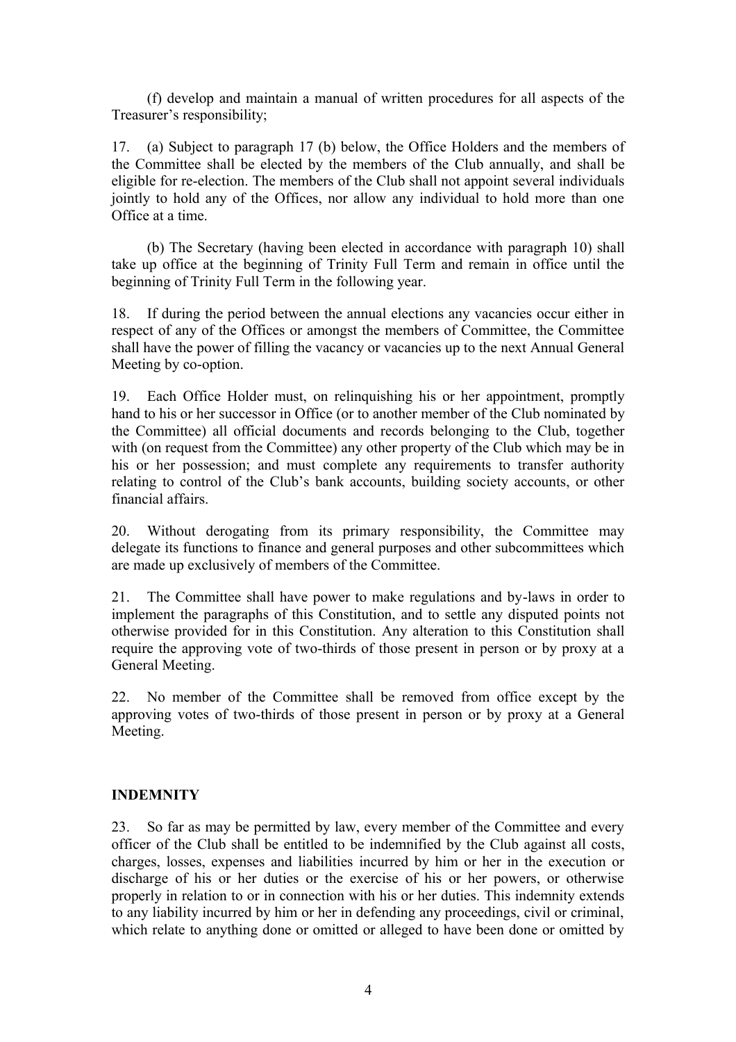(f) develop and maintain a manual of written procedures for all aspects of the Treasurer's responsibility;

17. (a) Subject to paragraph 17 (b) below, the Office Holders and the members of the Committee shall be elected by the members of the Club annually, and shall be eligible for re-election. The members of the Club shall not appoint several individuals jointly to hold any of the Offices, nor allow any individual to hold more than one Office at a time.

(b) The Secretary (having been elected in accordance with paragraph 10) shall take up office at the beginning of Trinity Full Term and remain in office until the beginning of Trinity Full Term in the following year.

18. If during the period between the annual elections any vacancies occur either in respect of any of the Offices or amongst the members of Committee, the Committee shall have the power of filling the vacancy or vacancies up to the next Annual General Meeting by co-option.

19. Each Office Holder must, on relinquishing his or her appointment, promptly hand to his or her successor in Office (or to another member of the Club nominated by the Committee) all official documents and records belonging to the Club, together with (on request from the Committee) any other property of the Club which may be in his or her possession; and must complete any requirements to transfer authority relating to control of the Club's bank accounts, building society accounts, or other financial affairs.

20. Without derogating from its primary responsibility, the Committee may delegate its functions to finance and general purposes and other subcommittees which are made up exclusively of members of the Committee.

21. The Committee shall have power to make regulations and by-laws in order to implement the paragraphs of this Constitution, and to settle any disputed points not otherwise provided for in this Constitution. Any alteration to this Constitution shall require the approving vote of two-thirds of those present in person or by proxy at a General Meeting.

22. No member of the Committee shall be removed from office except by the approving votes of two-thirds of those present in person or by proxy at a General Meeting.

## INDEMNITY

23. So far as may be permitted by law, every member of the Committee and every officer of the Club shall be entitled to be indemnified by the Club against all costs, charges, losses, expenses and liabilities incurred by him or her in the execution or discharge of his or her duties or the exercise of his or her powers, or otherwise properly in relation to or in connection with his or her duties. This indemnity extends to any liability incurred by him or her in defending any proceedings, civil or criminal, which relate to anything done or omitted or alleged to have been done or omitted by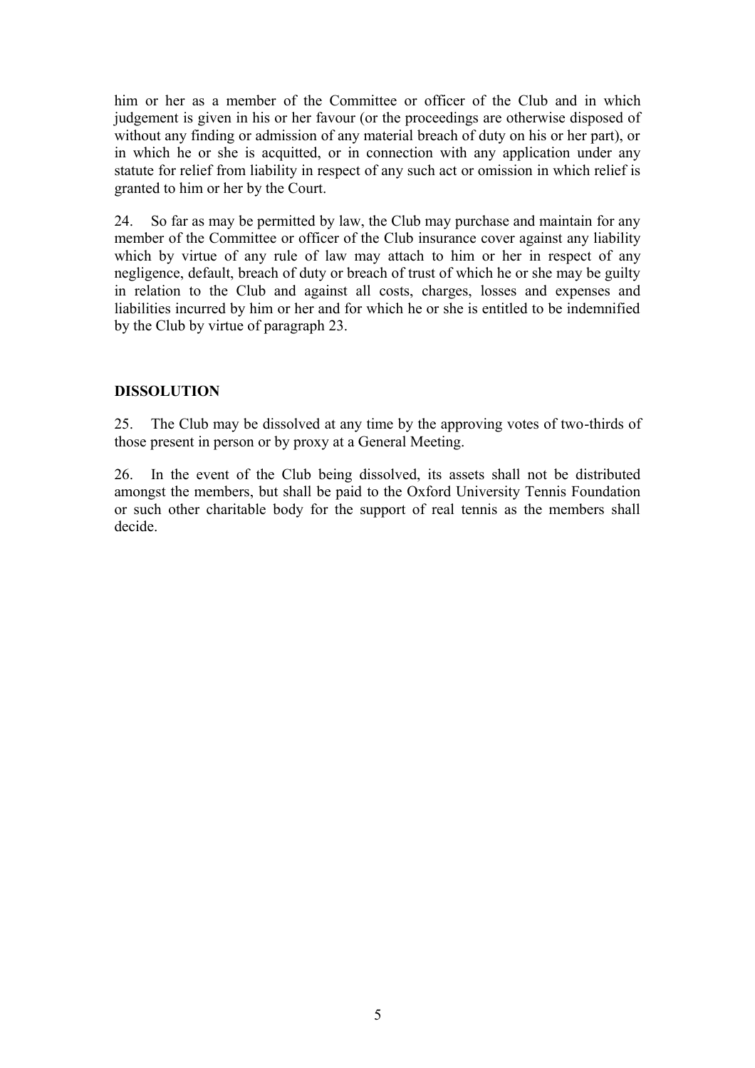him or her as a member of the Committee or officer of the Club and in which judgement is given in his or her favour (or the proceedings are otherwise disposed of without any finding or admission of any material breach of duty on his or her part), or in which he or she is acquitted, or in connection with any application under any statute for relief from liability in respect of any such act or omission in which relief is granted to him or her by the Court.

24. So far as may be permitted by law, the Club may purchase and maintain for any member of the Committee or officer of the Club insurance cover against any liability which by virtue of any rule of law may attach to him or her in respect of any negligence, default, breach of duty or breach of trust of which he or she may be guilty in relation to the Club and against all costs, charges, losses and expenses and liabilities incurred by him or her and for which he or she is entitled to be indemnified by the Club by virtue of paragraph 23.

**DISSOLUTION**

25. The Club may be dissolved at any time by the approving votes of two-thirds of those present in person or by proxy at a General Meeting.

26. In the event of the Club being dissolved, its assets shall not be distributed amongst the members, but shall be paid to the Oxford University Tennis Foundation or such other charitable body for the support of real tennis as the members shall decide.